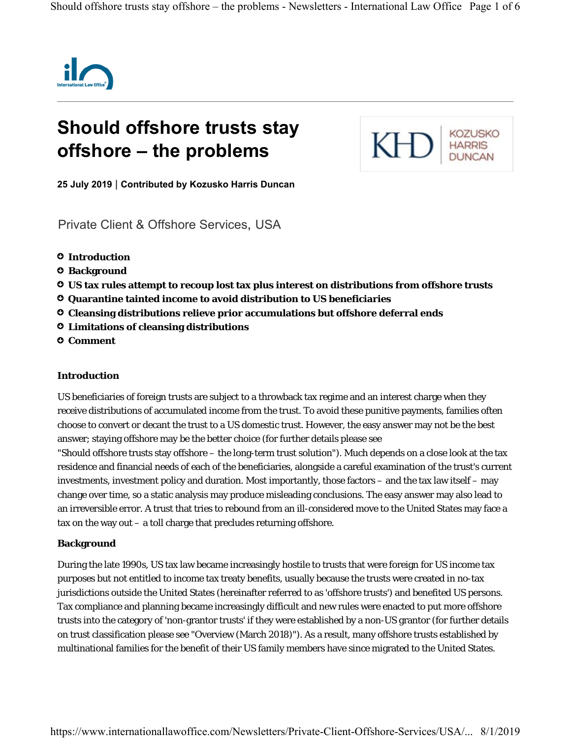# Should offshore trusts stay offshore – the problems

**25 July 2019 | Contributed by Kozusko Harris Duncan**

Private Client & Offshore Services, USA

- **Introduction**
- **Background**
- **US tax rules attempt to recoup lost tax plus interest on distributions from offshore trusts**
- **Quarantine tainted income to avoid distribution to US beneficiaries**
- **Cleansing distributions relieve prior accumulations but offshore deferral ends**
- **Limitations of cleansing distributions**
- **Comment**

## Introduction

US beneficiaries of foreign trusts are subject to a throwback tax regime and an interest charge when they receive distributions of accumulated income from the trust. To avoid these punitive payments, families often choose to convert or decant the trust to a US domestic trust. However, the easy answer may not be the best answer; staying offshore may be the better choice (for further details please see "Should offshore trusts stay offshore – the long-term trust solution"). Much depends on a close look at the tax residence and financial needs of each of the beneficiaries, alongside a careful examination of the trust's current investments, investment policy and duration. Most importantly, those factors – and the tax law itself – may change over time, so a static analysis may produce misleading conclusions. The easy answer may also lead to an irreversible error. A trust that tries to rebound from an ill-considered move to the United States may face a tax on the way out – a toll charge that precludes returning offshore.

## Background

During the late 1990s, US tax law became increasingly hostile to trusts that were foreign for US income tax purposes but not entitled to income tax treaty benefits, usually because the trusts were created in no-tax jurisdictions outside the United States (hereinafter referred to as 'offshore trusts') and benefited US persons. Tax compliance and planning became increasingly difficult and new rules were enacted to put more offshore trusts into the category of 'non-grantor trusts' if they were established by a non-US grantor (for further details on trust classification please see "Overview (March 2018)"). As a result, many offshore trusts established by multinational families for the benefit of their US family members have since migrated to the United States.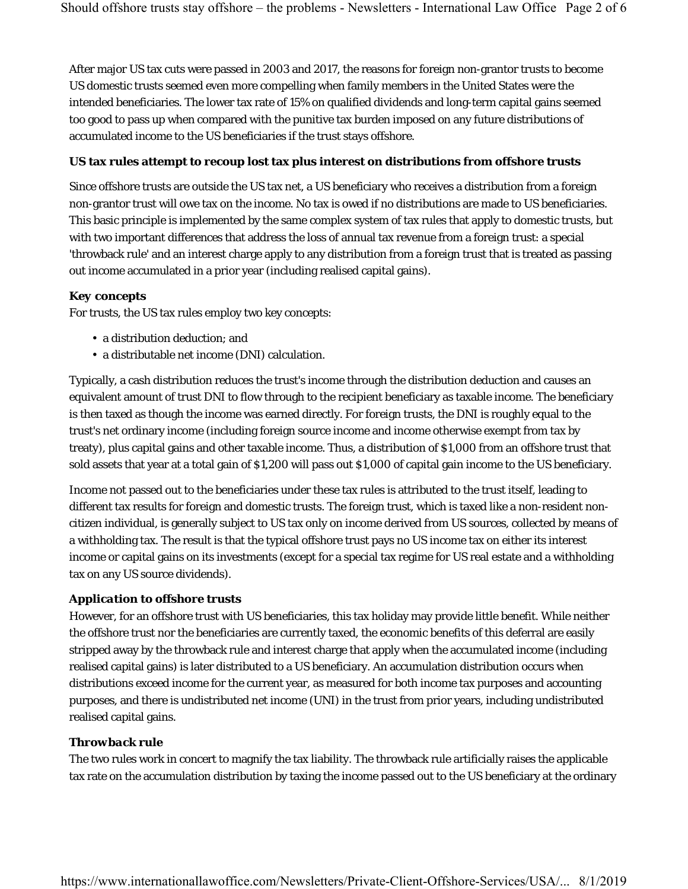After major US tax cuts were passed in 2003 and 2017, the reasons for foreign non-grantor trusts to become US domestic trusts seemed even more compelling when family members in the United States were the intended beneficiaries. The lower tax rate of 15% on qualified dividends and long-term capital gains seemed too good to pass up when compared with the punitive tax burden imposed on any future distributions of accumulated income to the US beneficiaries if the trust stays offshore.

## US tax rules attempt to recoup lost tax plus interest on distributions from offshore trusts

Since offshore trusts are outside the US tax net, a US beneficiary who receives a distribution from a foreign non-grantor trust will owe tax on the income. No tax is owed if no distributions are made to US beneficiaries. This basic principle is implemented by the same complex system of tax rules that apply to domestic trusts, but with two important differences that address the loss of annual tax revenue from a foreign trust: a special 'throwback rule' and an interest charge apply to any distribution from a foreign trust that is treated as passing out income accumulated in a prior year (including realised capital gains).

### Key concepts

For trusts, the US tax rules employ two key concepts:

- a distribution deduction; and
- a distributable net income (DNI) calculation.

Typically, a cash distribution reduces the trust's income through the distribution deduction and causes an equivalent amount of trust DNI to flow through to the recipient beneficiary as taxable income. The beneficiary is then taxed as though the income was earned directly. For foreign trusts, the DNI is roughly equal to the trust's net ordinary income (including foreign source income and income otherwise exempt from tax by treaty), plus capital gains and other taxable income. Thus, a distribution of $1,000 from an offshore trust that sold assets that year at a total gain of $1,200 will pass out $1,000 of capital gain income to the US beneficiary.

Income not passed out to the beneficiaries under these tax rules is attributed to the trust itself, leading to different tax results for foreign and domestic trusts. The foreign trust, which is taxed like a non-resident non-citizen individual, is generally subject to US tax only on income derived from US sources, collected by means of a withholding tax. The result is that the typical offshore trust pays no US income tax on either its interest income or capital gains on its investments (except for a special tax regime for US real estate and a withholding tax on any US source dividends).

### *Application to offshore trusts*

However, for an offshore trust with US beneficiaries, this tax holiday may provide little benefit. While neither the offshore trust nor the beneficiaries are currently taxed, the economic benefits of this deferral are easily stripped away by the throwback rule and interest charge that apply when the accumulated income (including realised capital gains) is later distributed to a US beneficiary. An accumulation distribution occurs when distributions exceed income for the current year, as measured for both income tax purposes and accounting purposes, and there is undistributed net income (UNI) in the trust from prior years, including undistributed realised capital gains.

### *Throwback rule*

The two rules work in concert to magnify the tax liability. The throwback rule artificially raises the applicable tax rate on the accumulation distribution by taxing the income passed out to the US beneficiary at the ordinary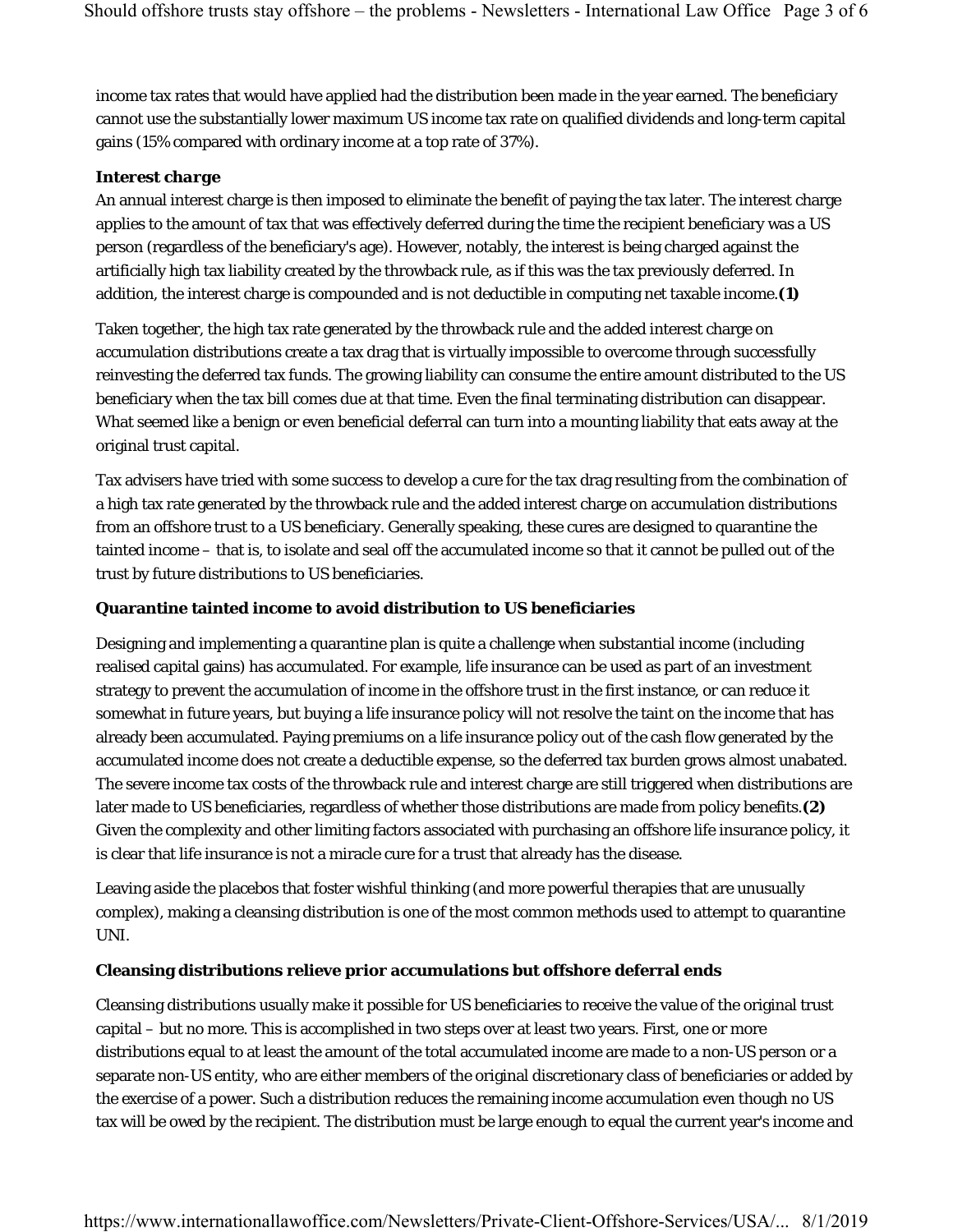income tax rates that would have applied had the distribution been made in the year earned. The beneficiary cannot use the substantially lower maximum US income tax rate on qualified dividends and long-term capital gains (15% compared with ordinary income at a top rate of 37%).

***Interest charge***

An annual interest charge is then imposed to eliminate the benefit of paying the tax later. The interest charge applies to the amount of tax that was effectively deferred during the time the recipient beneficiary was a US person (regardless of the beneficiary's age). However, notably, the interest is being charged against the artificially high tax liability created by the throwback rule, as if this was the tax previously deferred. In addition, the interest charge is compounded and is not deductible in computing net taxable income.**(1)**

Taken together, the high tax rate generated by the throwback rule and the added interest charge on accumulation distributions create a tax drag that is virtually impossible to overcome through successfully reinvesting the deferred tax funds. The growing liability can consume the entire amount distributed to the US beneficiary when the tax bill comes due at that time. Even the final terminating distribution can disappear. What seemed like a benign or even beneficial deferral can turn into a mounting liability that eats away at the original trust capital.

Tax advisers have tried with some success to develop a cure for the tax drag resulting from the combination of a high tax rate generated by the throwback rule and the added interest charge on accumulation distributions from an offshore trust to a US beneficiary. Generally speaking, these cures are designed to quarantine the tainted income – that is, to isolate and seal off the accumulated income so that it cannot be pulled out of the trust by future distributions to US beneficiaries.

**Quarantine tainted income to avoid distribution to US beneficiaries**

Designing and implementing a quarantine plan is quite a challenge when substantial income (including realised capital gains) has accumulated. For example, life insurance can be used as part of an investment strategy to prevent the accumulation of income in the offshore trust in the first instance, or can reduce it somewhat in future years, but buying a life insurance policy will not resolve the taint on the income that has already been accumulated. Paying premiums on a life insurance policy out of the cash flow generated by the accumulated income does not create a deductible expense, so the deferred tax burden grows almost unabated. The severe income tax costs of the throwback rule and interest charge are still triggered when distributions are later made to US beneficiaries, regardless of whether those distributions are made from policy benefits.**(2)** Given the complexity and other limiting factors associated with purchasing an offshore life insurance policy, it is clear that life insurance is not a miracle cure for a trust that already has the disease.

Leaving aside the placebos that foster wishful thinking (and more powerful therapies that are unusually complex), making a cleansing distribution is one of the most common methods used to attempt to quarantine UNI.

**Cleansing distributions relieve prior accumulations but offshore deferral ends**

Cleansing distributions usually make it possible for US beneficiaries to receive the value of the original trust capital – but no more. This is accomplished in two steps over at least two years. First, one or more distributions equal to at least the amount of the total accumulated income are made to a non-US person or a separate non-US entity, who are either members of the original discretionary class of beneficiaries or added by the exercise of a power. Such a distribution reduces the remaining income accumulation even though no US tax will be owed by the recipient. The distribution must be large enough to equal the current year's income and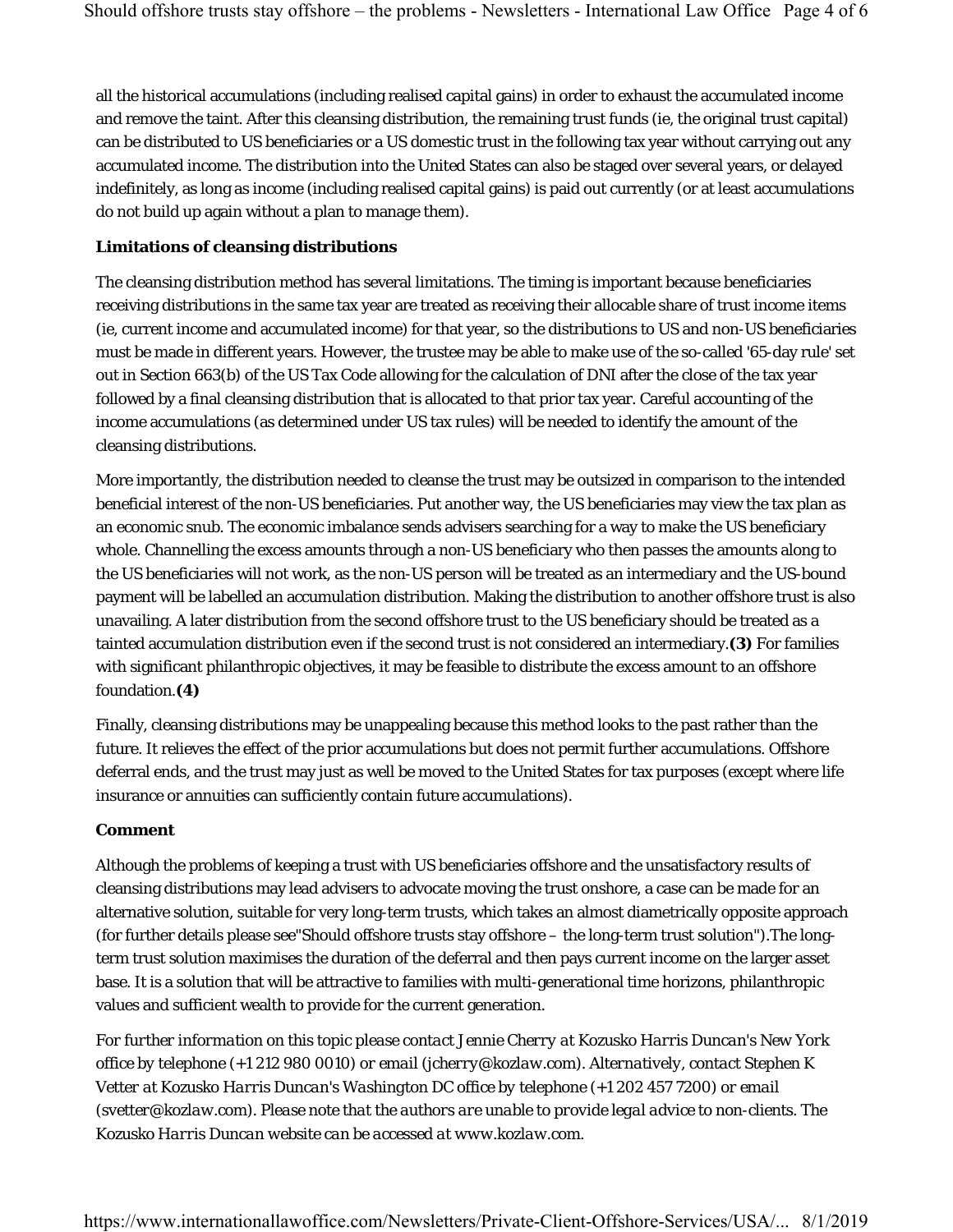all the historical accumulations (including realised capital gains) in order to exhaust the accumulated income and remove the taint. After this cleansing distribution, the remaining trust funds (ie, the original trust capital) can be distributed to US beneficiaries or a US domestic trust in the following tax year without carrying out any accumulated income. The distribution into the United States can also be staged over several years, or delayed indefinitely, as long as income (including realised capital gains) is paid out currently (or at least accumulations do not build up again without a plan to manage them).

**Limitations of cleansing distributions**

The cleansing distribution method has several limitations. The timing is important because beneficiaries receiving distributions in the same tax year are treated as receiving their allocable share of trust income items (ie, current income and accumulated income) for that year, so the distributions to US and non-US beneficiaries must be made in different years. However, the trustee may be able to make use of the so-called '65-day rule' set out in Section 663(b) of the US Tax Code allowing for the calculation of DNI after the close of the tax year followed by a final cleansing distribution that is allocated to that prior tax year. Careful accounting of the income accumulations (as determined under US tax rules) will be needed to identify the amount of the cleansing distributions.

More importantly, the distribution needed to cleanse the trust may be outsized in comparison to the intended beneficial interest of the non-US beneficiaries. Put another way, the US beneficiaries may view the tax plan as an economic snub. The economic imbalance sends advisers searching for a way to make the US beneficiary whole. Channelling the excess amounts through a non-US beneficiary who then passes the amounts along to the US beneficiaries will not work, as the non-US person will be treated as an intermediary and the US-bound payment will be labelled an accumulation distribution. Making the distribution to another offshore trust is also unavailing. A later distribution from the second offshore trust to the US beneficiary should be treated as a tainted accumulation distribution even if the second trust is not considered an intermediary.**(3)** For families with significant philanthropic objectives, it may be feasible to distribute the excess amount to an offshore foundation.**(4)**

Finally, cleansing distributions may be unappealing because this method looks to the past rather than the future. It relieves the effect of the prior accumulations but does not permit further accumulations. Offshore deferral ends, and the trust may just as well be moved to the United States for tax purposes (except where life insurance or annuities can sufficiently contain future accumulations).

**Comment**

Although the problems of keeping a trust with US beneficiaries offshore and the unsatisfactory results of cleansing distributions may lead advisers to advocate moving the trust onshore, a case can be made for an alternative solution, suitable for very long-term trusts, which takes an almost diametrically opposite approach (for further details please see"Should offshore trusts stay offshore – the long-term trust solution").The long-term trust solution maximises the duration of the deferral and then pays current income on the larger asset base. It is a solution that will be attractive to families with multi-generational time horizons, philanthropic values and sufficient wealth to provide for the current generation.

*For further information on this topic please contact Jennie Cherry at Kozusko Harris Duncan's New York office by telephone (+1 212 980 0010) or email (jcherry@kozlaw.com). Alternatively, contact Stephen K Vetter at Kozusko Harris Duncan's Washington DC office by telephone (+1 202 457 7200) or email (svetter@kozlaw.com). Please note that the authors are unable to provide legal advice to non-clients. The Kozusko Harris Duncan website can be accessed at www.kozlaw.com.*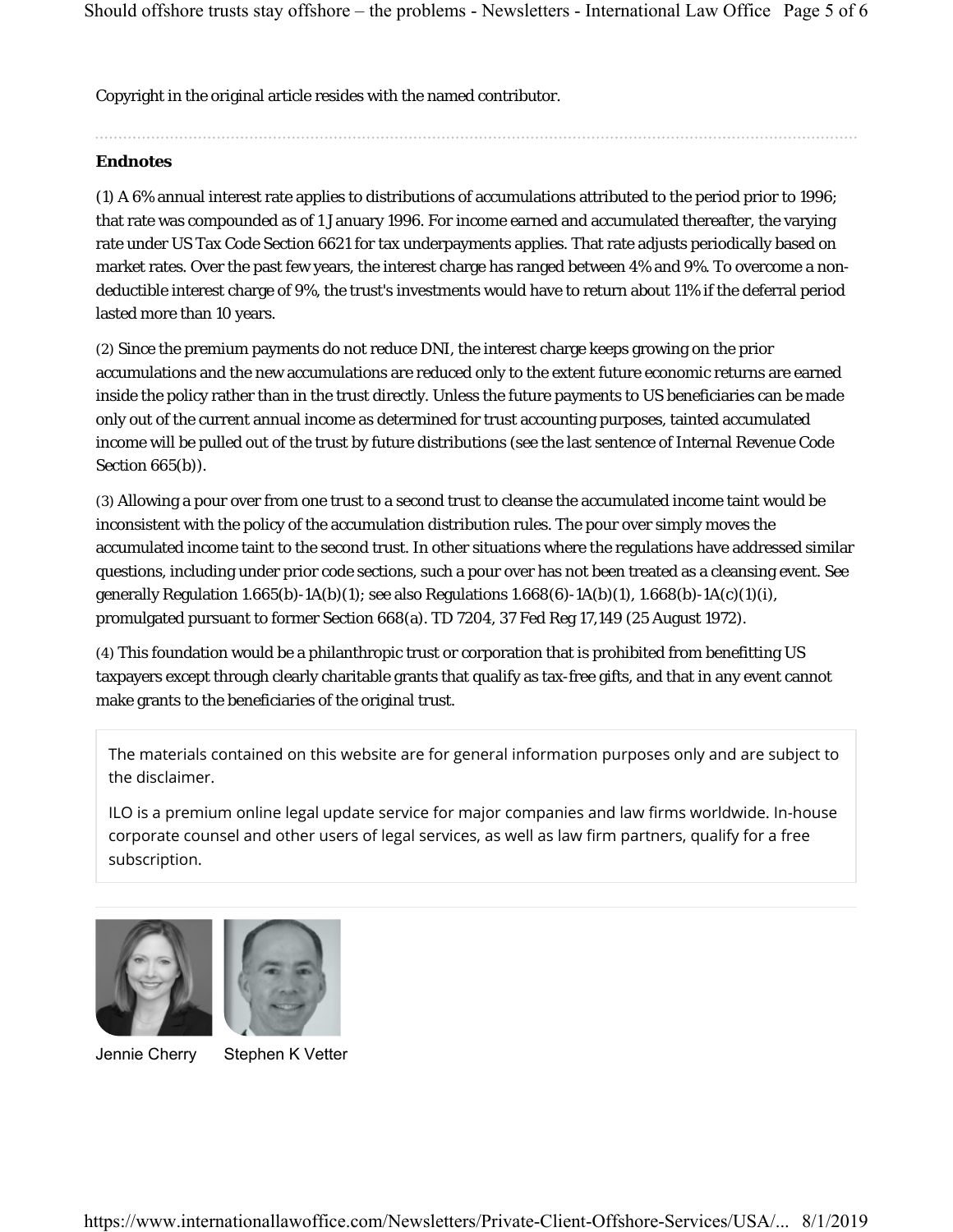Copyright in the original article resides with the named contributor.

## Endnotes

(1) A 6% annual interest rate applies to distributions of accumulations attributed to the period prior to 1996; that rate was compounded as of 1 January 1996. For income earned and accumulated thereafter, the varying rate under US Tax Code Section 6621 for tax underpayments applies. That rate adjusts periodically based on market rates. Over the past few years, the interest charge has ranged between 4% and 9%. To overcome a non-deductible interest charge of 9%, the trust's investments would have to return about 11% if the deferral period lasted more than 10 years.

(2) Since the premium payments do not reduce DNI, the interest charge keeps growing on the prior accumulations and the new accumulations are reduced only to the extent future economic returns are earned inside the policy rather than in the trust directly. Unless the future payments to US beneficiaries can be made only out of the current annual income as determined for trust accounting purposes, tainted accumulated income will be pulled out of the trust by future distributions (see the last sentence of Internal Revenue Code Section 665(b)).

(3) Allowing a pour over from one trust to a second trust to cleanse the accumulated income taint would be inconsistent with the policy of the accumulation distribution rules. The pour over simply moves the accumulated income taint to the second trust. In other situations where the regulations have addressed similar questions, including under prior code sections, such a pour over has not been treated as a cleansing event. See generally Regulation 1.665(b)-1A(b)(1); see also Regulations 1.668(6)-1A(b)(1), 1.668(b)-1A(c)(1)(i), promulgated pursuant to former Section 668(a). TD 7204, 37 Fed Reg 17,149 (25 August 1972).

(4) This foundation would be a philanthropic trust or corporation that is prohibited from benefitting US taxpayers except through clearly charitable grants that qualify as tax-free gifts, and that in any event cannot make grants to the beneficiaries of the original trust.

The materials contained on this website are for general information purposes only and are subject to the disclaimer.

ILO is a premium online legal update service for major companies and law firms worldwide. In-house corporate counsel and other users of legal services, as well as law firm partners, qualify for a free subscription.

Jennie Cherry

Stephen K Vetter